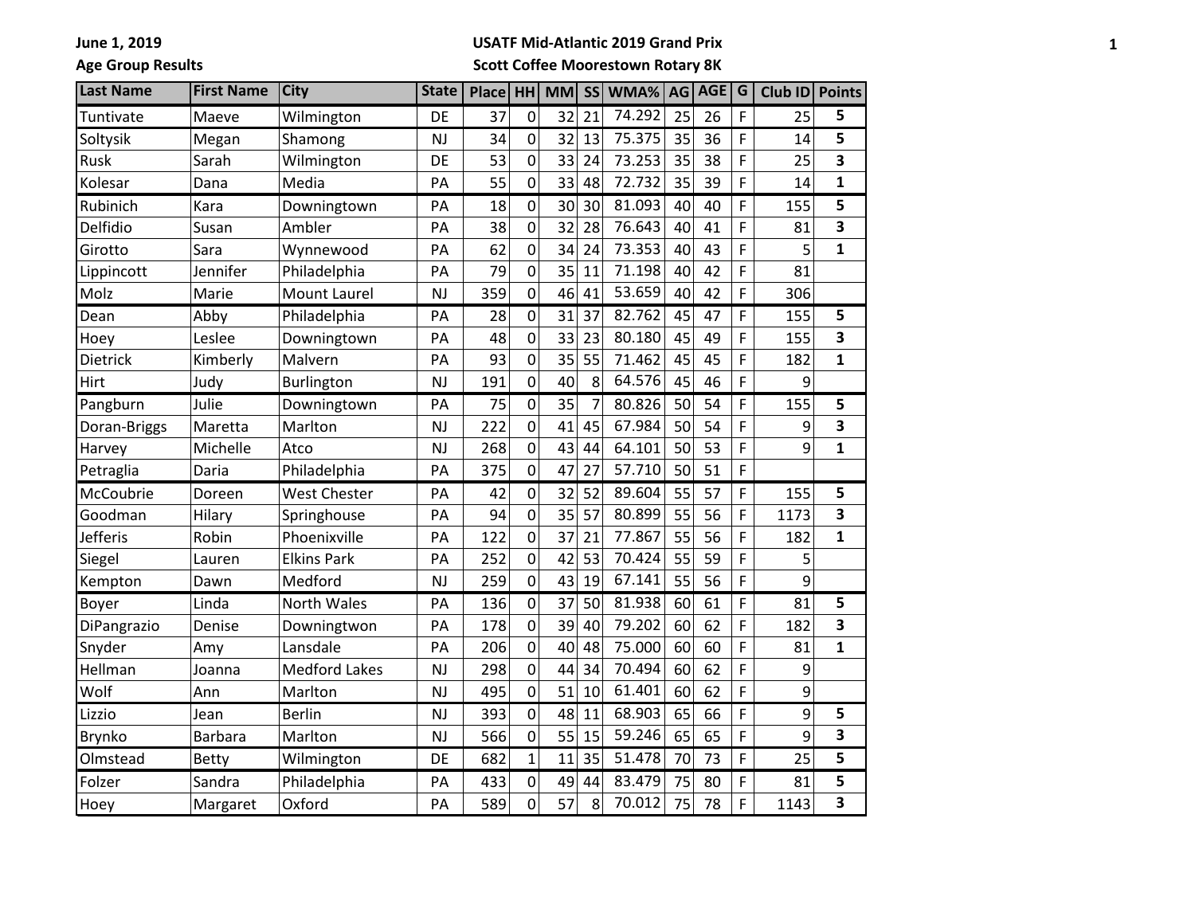**June 1, 2019**

**Age Group Results**

**USATF Mid-Atlantic 2019 Grand Prix**

**Scott Coffee Moorestown Rotary 8K**

| Last Name | First Name | City | State | Place | HH | MM | SS | WMA% | AG | AGE | G | Club ID | Points |
|---|---|---|---|---|---|---|---|---|---|---|---|---|---|
| Tuntivate | Maeve | Wilmington | DE | 37 | 0 | 32 | 21 | 74.292 | 25 | 26 | F | 25 | **5** |
| Soltysik | Megan | Shamong | NJ | 34 | 0 | 32 | 13 | 75.375 | 35 | 36 | F | 14 | **5** |
| Rusk | Sarah | Wilmington | DE | 53 | 0 | 33 | 24 | 73.253 | 35 | 38 | F | 25 | **3** |
| Kolesar | Dana | Media | PA | 55 | 0 | 33 | 48 | 72.732 | 35 | 39 | F | 14 | **1** |
| Rubinich | Kara | Downingtown | PA | 18 | 0 | 30 | 30 | 81.093 | 40 | 40 | F | 155 | **5** |
| Delfidio | Susan | Ambler | PA | 38 | 0 | 32 | 28 | 76.643 | 40 | 41 | F | 81 | **3** |
| Girotto | Sara | Wynnewood | PA | 62 | 0 | 34 | 24 | 73.353 | 40 | 43 | F | 5 | **1** |
| Lippincott | Jennifer | Philadelphia | PA | 79 | 0 | 35 | 11 | 71.198 | 40 | 42 | F | 81 | |
| Molz | Marie | Mount Laurel | NJ | 359 | 0 | 46 | 41 | 53.659 | 40 | 42 | F | 306 | |
| Dean | Abby | Philadelphia | PA | 28 | 0 | 31 | 37 | 82.762 | 45 | 47 | F | 155 | **5** |
| Hoey | Leslee | Downingtown | PA | 48 | 0 | 33 | 23 | 80.180 | 45 | 49 | F | 155 | **3** |
| Dietrick | Kimberly | Malvern | PA | 93 | 0 | 35 | 55 | 71.462 | 45 | 45 | F | 182 | **1** |
| Hirt | Judy | Burlington | NJ | 191 | 0 | 40 | 8 | 64.576 | 45 | 46 | F | 9 | |
| Pangburn | Julie | Downingtown | PA | 75 | 0 | 35 | 7 | 80.826 | 50 | 54 | F | 155 | **5** |
| Doran-Briggs | Maretta | Marlton | NJ | 222 | 0 | 41 | 45 | 67.984 | 50 | 54 | F | 9 | **3** |
| Harvey | Michelle | Atco | NJ | 268 | 0 | 43 | 44 | 64.101 | 50 | 53 | F | 9 | **1** |
| Petraglia | Daria | Philadelphia | PA | 375 | 0 | 47 | 27 | 57.710 | 50 | 51 | F | | |
| McCoubrie | Doreen | West Chester | PA | 42 | 0 | 32 | 52 | 89.604 | 55 | 57 | F | 155 | **5** |
| Goodman | Hilary | Springhouse | PA | 94 | 0 | 35 | 57 | 80.899 | 55 | 56 | F | 1173 | **3** |
| Jefferis | Robin | Phoenixville | PA | 122 | 0 | 37 | 21 | 77.867 | 55 | 56 | F | 182 | **1** |
| Siegel | Lauren | Elkins Park | PA | 252 | 0 | 42 | 53 | 70.424 | 55 | 59 | F | 5 | |
| Kempton | Dawn | Medford | NJ | 259 | 0 | 43 | 19 | 67.141 | 55 | 56 | F | 9 | |
| Boyer | Linda | North Wales | PA | 136 | 0 | 37 | 50 | 81.938 | 60 | 61 | F | 81 | **5** |
| DiPangrazio | Denise | Downingtwon | PA | 178 | 0 | 39 | 40 | 79.202 | 60 | 62 | F | 182 | **3** |
| Snyder | Amy | Lansdale | PA | 206 | 0 | 40 | 48 | 75.000 | 60 | 60 | F | 81 | **1** |
| Hellman | Joanna | Medford Lakes | NJ | 298 | 0 | 44 | 34 | 70.494 | 60 | 62 | F | 9 | |
| Wolf | Ann | Marlton | NJ | 495 | 0 | 51 | 10 | 61.401 | 60 | 62 | F | 9 | |
| Lizzio | Jean | Berlin | NJ | 393 | 0 | 48 | 11 | 68.903 | 65 | 66 | F | 9 | **5** |
| Brynko | Barbara | Marlton | NJ | 566 | 0 | 55 | 15 | 59.246 | 65 | 65 | F | 9 | **3** |
| Olmstead | Betty | Wilmington | DE | 682 | 1 | 11 | 35 | 51.478 | 70 | 73 | F | 25 | **5** |
| Folzer | Sandra | Philadelphia | PA | 433 | 0 | 49 | 44 | 83.479 | 75 | 80 | F | 81 | **5** |
| Hoey | Margaret | Oxford | PA | 589 | 0 | 57 | 8 | 70.012 | 75 | 78 | F | 1143 | **3** |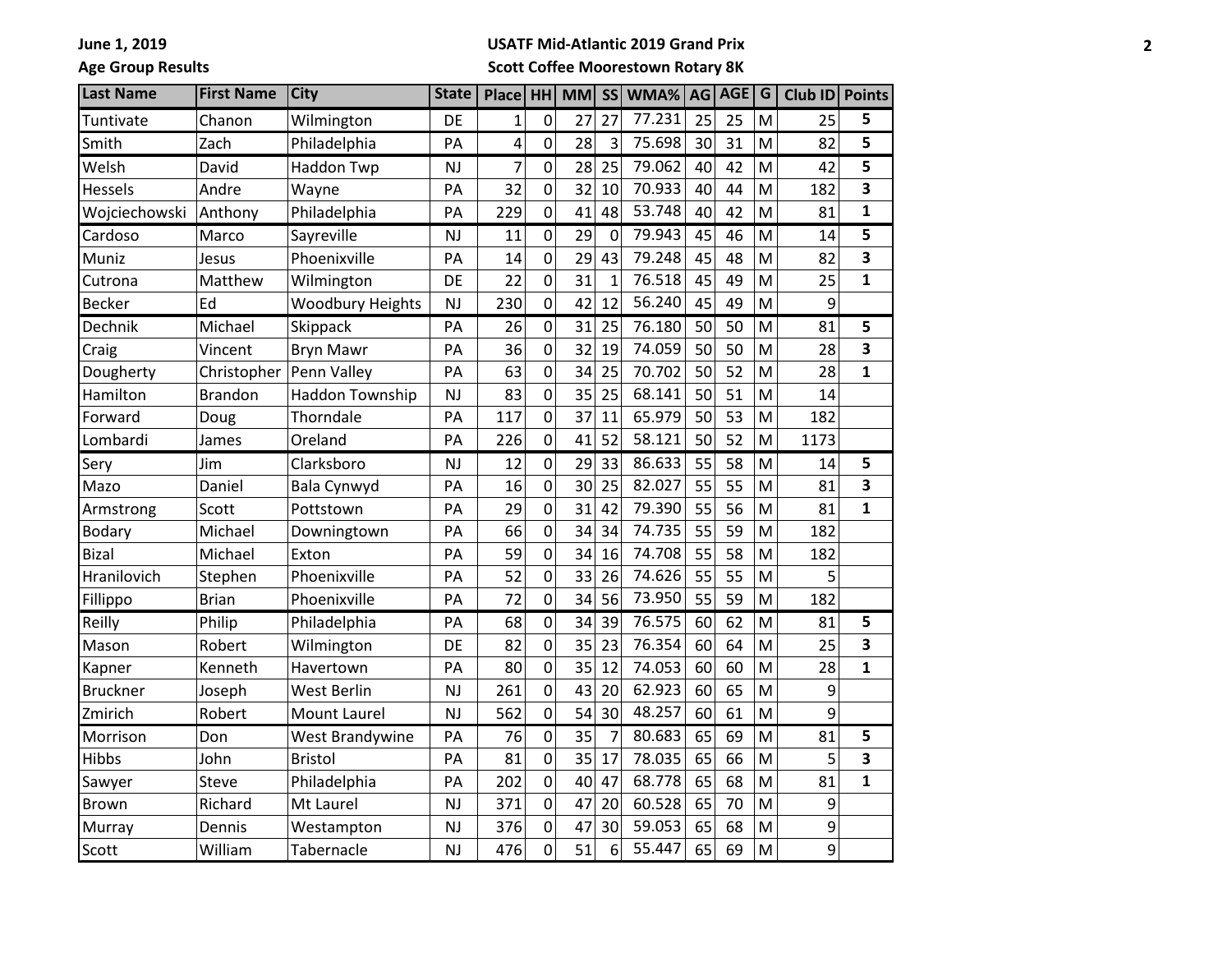June 1, 2019
Age Group Results

USATF Mid-Atlantic 2019 Grand Prix
Scott Coffee Moorestown Rotary 8K

| Last Name | First Name | City | State | Place | HH | MM | SS | WMA% | AG | AGE | G | Club ID | Points |
|---|---|---|---|---|---|---|---|---|---|---|---|---|---|
| Tuntivate | Chanon | Wilmington | DE | 1 | 0 | 27 | 27 | 77.231 | 25 | 25 | M | 25 | 5 |
| Smith | Zach | Philadelphia | PA | 4 | 0 | 28 | 3 | 75.698 | 30 | 31 | M | 82 | 5 |
| Welsh | David | Haddon Twp | NJ | 7 | 0 | 28 | 25 | 79.062 | 40 | 42 | M | 42 | 5 |
| Hessels | Andre | Wayne | PA | 32 | 0 | 32 | 10 | 70.933 | 40 | 44 | M | 182 | 3 |
| Wojciechowski | Anthony | Philadelphia | PA | 229 | 0 | 41 | 48 | 53.748 | 40 | 42 | M | 81 | 1 |
| Cardoso | Marco | Sayreville | NJ | 11 | 0 | 29 | 0 | 79.943 | 45 | 46 | M | 14 | 5 |
| Muniz | Jesus | Phoenixville | PA | 14 | 0 | 29 | 43 | 79.248 | 45 | 48 | M | 82 | 3 |
| Cutrona | Matthew | Wilmington | DE | 22 | 0 | 31 | 1 | 76.518 | 45 | 49 | M | 25 | 1 |
| Becker | Ed | Woodbury Heights | NJ | 230 | 0 | 42 | 12 | 56.240 | 45 | 49 | M | 9 | |
| Dechnik | Michael | Skippack | PA | 26 | 0 | 31 | 25 | 76.180 | 50 | 50 | M | 81 | 5 |
| Craig | Vincent | Bryn Mawr | PA | 36 | 0 | 32 | 19 | 74.059 | 50 | 50 | M | 28 | 3 |
| Dougherty | Christopher | Penn Valley | PA | 63 | 0 | 34 | 25 | 70.702 | 50 | 52 | M | 28 | 1 |
| Hamilton | Brandon | Haddon Township | NJ | 83 | 0 | 35 | 25 | 68.141 | 50 | 51 | M | 14 | |
| Forward | Doug | Thorndale | PA | 117 | 0 | 37 | 11 | 65.979 | 50 | 53 | M | 182 | |
| Lombardi | James | Oreland | PA | 226 | 0 | 41 | 52 | 58.121 | 50 | 52 | M | 1173 | |
| Sery | Jim | Clarksboro | NJ | 12 | 0 | 29 | 33 | 86.633 | 55 | 58 | M | 14 | 5 |
| Mazo | Daniel | Bala Cynwyd | PA | 16 | 0 | 30 | 25 | 82.027 | 55 | 55 | M | 81 | 3 |
| Armstrong | Scott | Pottstown | PA | 29 | 0 | 31 | 42 | 79.390 | 55 | 56 | M | 81 | 1 |
| Bodary | Michael | Downingtown | PA | 66 | 0 | 34 | 34 | 74.735 | 55 | 59 | M | 182 | |
| Bizal | Michael | Exton | PA | 59 | 0 | 34 | 16 | 74.708 | 55 | 58 | M | 182 | |
| Hranilovich | Stephen | Phoenixville | PA | 52 | 0 | 33 | 26 | 74.626 | 55 | 55 | M | 5 | |
| Fillippo | Brian | Phoenixville | PA | 72 | 0 | 34 | 56 | 73.950 | 55 | 59 | M | 182 | |
| Reilly | Philip | Philadelphia | PA | 68 | 0 | 34 | 39 | 76.575 | 60 | 62 | M | 81 | 5 |
| Mason | Robert | Wilmington | DE | 82 | 0 | 35 | 23 | 76.354 | 60 | 64 | M | 25 | 3 |
| Kapner | Kenneth | Havertown | PA | 80 | 0 | 35 | 12 | 74.053 | 60 | 60 | M | 28 | 1 |
| Bruckner | Joseph | West Berlin | NJ | 261 | 0 | 43 | 20 | 62.923 | 60 | 65 | M | 9 | |
| Zmirich | Robert | Mount Laurel | NJ | 562 | 0 | 54 | 30 | 48.257 | 60 | 61 | M | 9 | |
| Morrison | Don | West Brandywine | PA | 76 | 0 | 35 | 7 | 80.683 | 65 | 69 | M | 81 | 5 |
| Hibbs | John | Bristol | PA | 81 | 0 | 35 | 17 | 78.035 | 65 | 66 | M | 5 | 3 |
| Sawyer | Steve | Philadelphia | PA | 202 | 0 | 40 | 47 | 68.778 | 65 | 68 | M | 81 | 1 |
| Brown | Richard | Mt Laurel | NJ | 371 | 0 | 47 | 20 | 60.528 | 65 | 70 | M | 9 | |
| Murray | Dennis | Westampton | NJ | 376 | 0 | 47 | 30 | 59.053 | 65 | 68 | M | 9 | |
| Scott | William | Tabernacle | NJ | 476 | 0 | 51 | 6 | 55.447 | 65 | 69 | M | 9 | |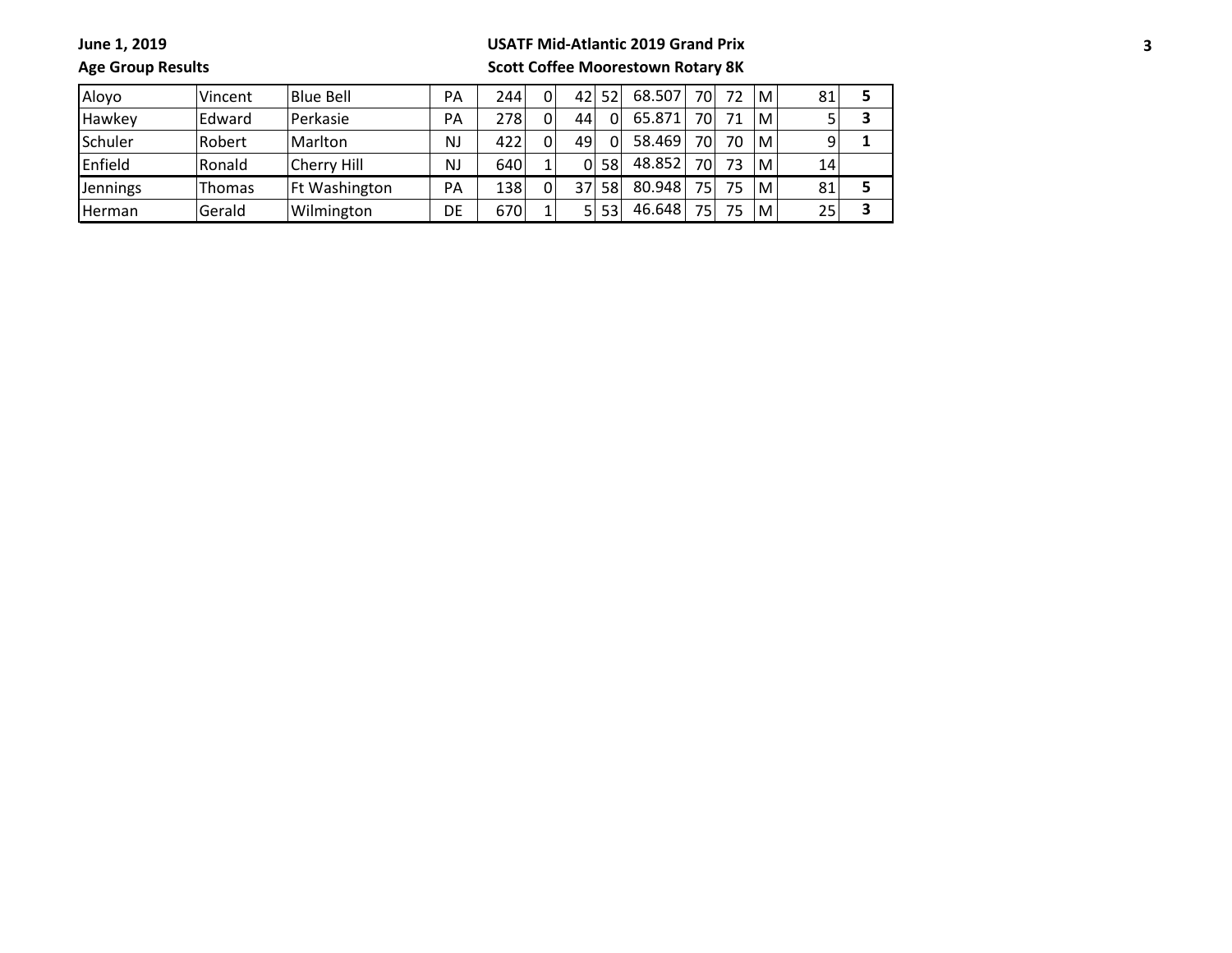**June 1, 2019**

**Age Group Results**

**USATF Mid-Atlantic 2019 Grand Prix**

**Scott Coffee Moorestown Rotary 8K**

| | | | | | | | | | | | | | |
|---|---|---|---|---|---|---|---|---|---|---|---|---|---|
| Aloyo | Vincent | Blue Bell | PA | 244 | 0 | 42 | 52 | 68.507 | 70 | 72 | M | 81 | **5** |
| Hawkey | Edward | Perkasie | PA | 278 | 0 | 44 | 0 | 65.871 | 70 | 71 | M | 5 | **3** |
| Schuler | Robert | Marlton | NJ | 422 | 0 | 49 | 0 | 58.469 | 70 | 70 | M | 9 | **1** |
| Enfield | Ronald | Cherry Hill | NJ | 640 | 1 | 0 | 58 | 48.852 | 70 | 73 | M | 14 | |
| Jennings | Thomas | Ft Washington | PA | 138 | 0 | 37 | 58 | 80.948 | 75 | 75 | M | 81 | **5** |
| Herman | Gerald | Wilmington | DE | 670 | 1 | 5 | 53 | 46.648 | 75 | 75 | M | 25 | **3** |